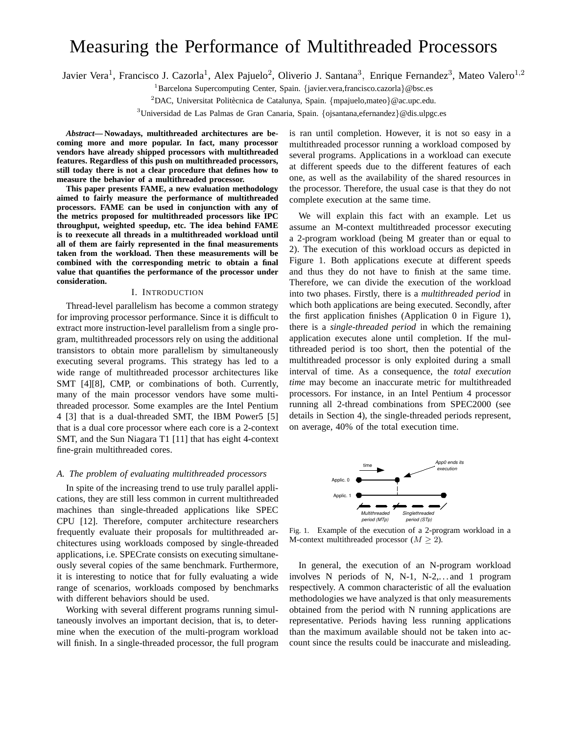# Measuring the Performance of Multithreaded Processors

Javier Vera[1], Francisco J. Cazorla[1], Alex Pajuelo[2], Oliverio J. Santana[3], Enrique Fernandez[3], Mateo Valero[1,2]

[1]Barcelona Supercomputing Center, Spain. {javier.vera,francisco.cazorla}@bsc.es

[2]DAC, Universitat Politècnica de Catalunya, Spain. {mpajuelo,mateo}@ac.upc.edu.

[3]Universidad de Las Palmas de Gran Canaria, Spain. {ojsantana,efernandez}@dis.ulpgc.es

***Abstract*— Nowadays, multithreaded architectures are becoming more and more popular. In fact, many processor vendors have already shipped processors with multithreaded features. Regardless of this push on multithreaded processors, still today there is not a clear procedure that defines how to measure the behavior of a multithreaded processor.**

**This paper presents FAME, a new evaluation methodology aimed to fairly measure the performance of multithreaded processors. FAME can be used in conjunction with any of the metrics proposed for multithreaded processors like IPC throughput, weighted speedup, etc. The idea behind FAME is to reexecute all threads in a multithreaded workload until all of them are fairly represented in the final measurements taken from the workload. Then these measurements will be combined with the corresponding metric to obtain a final value that quantifies the performance of the processor under consideration.**

## I. Introduction

Thread-level parallelism has become a common strategy for improving processor performance. Since it is difficult to extract more instruction-level parallelism from a single program, multithreaded processors rely on using the additional transistors to obtain more parallelism by simultaneously executing several programs. This strategy has led to a wide range of multithreaded processor architectures like SMT [4][8], CMP, or combinations of both. Currently, many of the main processor vendors have some multithreaded processor. Some examples are the Intel Pentium 4 [3] that is a dual-threaded SMT, the IBM Power5 [5] that is a dual core processor where each core is a 2-context SMT, and the Sun Niagara T1 [11] that has eight 4-context fine-grain multithreaded cores.

### *A. The problem of evaluating multithreaded processors*

In spite of the increasing trend to use truly parallel applications, they are still less common in current multithreaded machines than single-threaded applications like SPEC CPU [12]. Therefore, computer architecture researchers frequently evaluate their proposals for multithreaded architectures using workloads composed by single-threaded applications, i.e. SPECrate consists on executing simultaneously several copies of the same benchmark. Furthermore, it is interesting to notice that for fully evaluating a wide range of scenarios, workloads composed by benchmarks with different behaviors should be used.

Working with several different programs running simultaneously involves an important decision, that is, to determine when the execution of the multi-program workload will finish. In a single-threaded processor, the full program is ran until completion. However, it is not so easy in a multithreaded processor running a workload composed by several programs. Applications in a workload can execute at different speeds due to the different features of each one, as well as the availability of the shared resources in the processor. Therefore, the usual case is that they do not complete execution at the same time.

We will explain this fact with an example. Let us assume an M-context multithreaded processor executing a 2-program workload (being M greater than or equal to 2). The execution of this workload occurs as depicted in Figure 1. Both applications execute at different speeds and thus they do not have to finish at the same time. Therefore, we can divide the execution of the workload into two phases. Firstly, there is a *multithreaded period* in which both applications are being executed. Secondly, after the first application finishes (Application 0 in Figure 1), there is a *single-threaded period* in which the remaining application executes alone until completion. If the multithreaded period is too short, then the potential of the multithreaded processor is only exploited during a small interval of time. As a consequence, the *total execution time* may become an inaccurate metric for multithreaded processors. For instance, in an Intel Pentium 4 processor running all 2-thread combinations from SPEC2000 (see details in Section 4), the single-threaded periods represent, on average, 40% of the total execution time.

Fig. 1. Example of the execution of a 2-program workload in a M-context multithreaded processor ($M \geq 2$).

In general, the execution of an N-program workload involves N periods of N, N-1, N-2,…and 1 program respectively. A common characteristic of all the evaluation methodologies we have analyzed is that only measurements obtained from the period with N running applications are representative. Periods having less running applications than the maximum available should not be taken into account since the results could be inaccurate and misleading.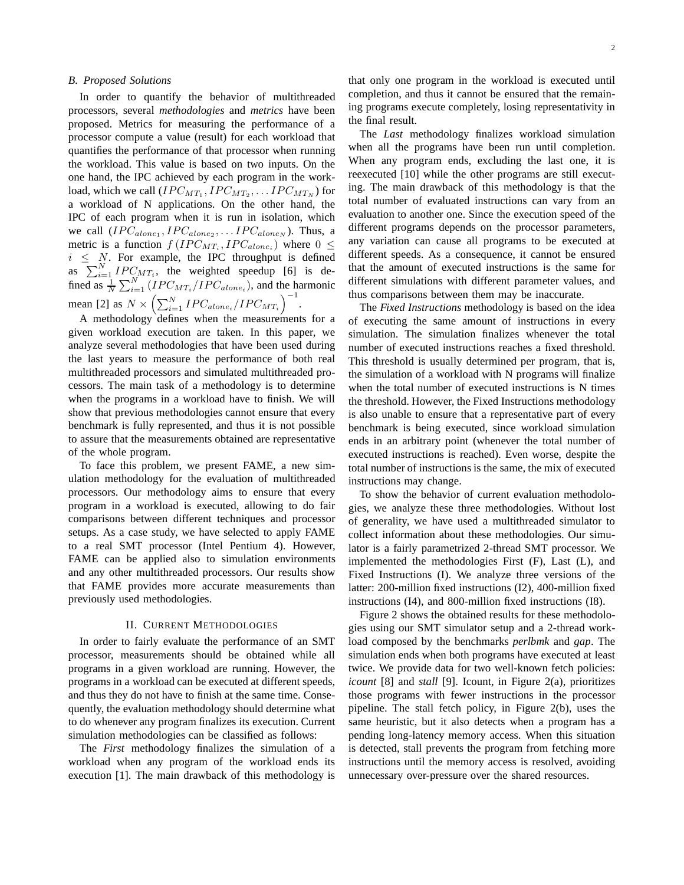### B. Proposed Solutions

In order to quantify the behavior of multithreaded processors, several *methodologies* and *metrics* have been proposed. Metrics for measuring the performance of a processor compute a value (result) for each workload that quantifies the performance of that processor when running the workload. This value is based on two inputs. On the one hand, the IPC achieved by each program in the workload, which we call $(IPC_{MT_1}, IPC_{MT_2}, \ldots IPC_{MT_N})$ for a workload of N applications. On the other hand, the IPC of each program when it is run in isolation, which we call $(IPC_{alone_1}, IPC_{alone_2}, \ldots IPC_{alone_N})$. Thus, a metric is a function $f\left(IPC_{MT_i}, IPC_{alone_i}\right)$ where $0 \leq i \leq N$. For example, the IPC throughput is defined as $\sum_{i=1}^{N} IPC_{MT_i}$, the weighted speedup [6] is defined as $\frac{1}{N}\sum_{i=1}^{N}\left(IPC_{MT_i}/IPC_{alone_i}\right)$, and the harmonic mean [2] as $N \times \left(\sum_{i=1}^{N} IPC_{alone_i}/IPC_{MT_i}\right)^{-1}$.

A methodology defines when the measurements for a given workload execution are taken. In this paper, we analyze several methodologies that have been used during the last years to measure the performance of both real multithreaded processors and simulated multithreaded processors. The main task of a methodology is to determine when the programs in a workload have to finish. We will show that previous methodologies cannot ensure that every benchmark is fully represented, and thus it is not possible to assure that the measurements obtained are representative of the whole program.

To face this problem, we present FAME, a new simulation methodology for the evaluation of multithreaded processors. Our methodology aims to ensure that every program in a workload is executed, allowing to do fair comparisons between different techniques and processor setups. As a case study, we have selected to apply FAME to a real SMT processor (Intel Pentium 4). However, FAME can be applied also to simulation environments and any other multithreaded processors. Our results show that FAME provides more accurate measurements than previously used methodologies.

## II. Current Methodologies

In order to fairly evaluate the performance of an SMT processor, measurements should be obtained while all programs in a given workload are running. However, the programs in a workload can be executed at different speeds, and thus they do not have to finish at the same time. Consequently, the evaluation methodology should determine what to do whenever any program finalizes its execution. Current simulation methodologies can be classified as follows:

The *First* methodology finalizes the simulation of a workload when any program of the workload ends its execution [1]. The main drawback of this methodology is that only one program in the workload is executed until completion, and thus it cannot be ensured that the remaining programs execute completely, losing representativity in the final result.

The *Last* methodology finalizes workload simulation when all the programs have been run until completion. When any program ends, excluding the last one, it is reexecuted [10] while the other programs are still executing. The main drawback of this methodology is that the total number of evaluated instructions can vary from an evaluation to another one. Since the execution speed of the different programs depends on the processor parameters, any variation can cause all programs to be executed at different speeds. As a consequence, it cannot be ensured that the amount of executed instructions is the same for different simulations with different parameter values, and thus comparisons between them may be inaccurate.

The *Fixed Instructions* methodology is based on the idea of executing the same amount of instructions in every simulation. The simulation finalizes whenever the total number of executed instructions reaches a fixed threshold. This threshold is usually determined per program, that is, the simulation of a workload with N programs will finalize when the total number of executed instructions is N times the threshold. However, the Fixed Instructions methodology is also unable to ensure that a representative part of every benchmark is being executed, since workload simulation ends in an arbitrary point (whenever the total number of executed instructions is reached). Even worse, despite the total number of instructions is the same, the mix of executed instructions may change.

To show the behavior of current evaluation methodologies, we analyze these three methodologies. Without lost of generality, we have used a multithreaded simulator to collect information about these methodologies. Our simulator is a fairly parametrized 2-thread SMT processor. We implemented the methodologies First (F), Last (L), and Fixed Instructions (I). We analyze three versions of the latter: 200-million fixed instructions (I2), 400-million fixed instructions (I4), and 800-million fixed instructions (I8).

Figure 2 shows the obtained results for these methodologies using our SMT simulator setup and a 2-thread workload composed by the benchmarks *perlbmk* and *gap*. The simulation ends when both programs have executed at least twice. We provide data for two well-known fetch policies: *icount* [8] and *stall* [9]. Icount, in Figure 2(a), prioritizes those programs with fewer instructions in the processor pipeline. The stall fetch policy, in Figure 2(b), uses the same heuristic, but it also detects when a program has a pending long-latency memory access. When this situation is detected, stall prevents the program from fetching more instructions until the memory access is resolved, avoiding unnecessary over-pressure over the shared resources.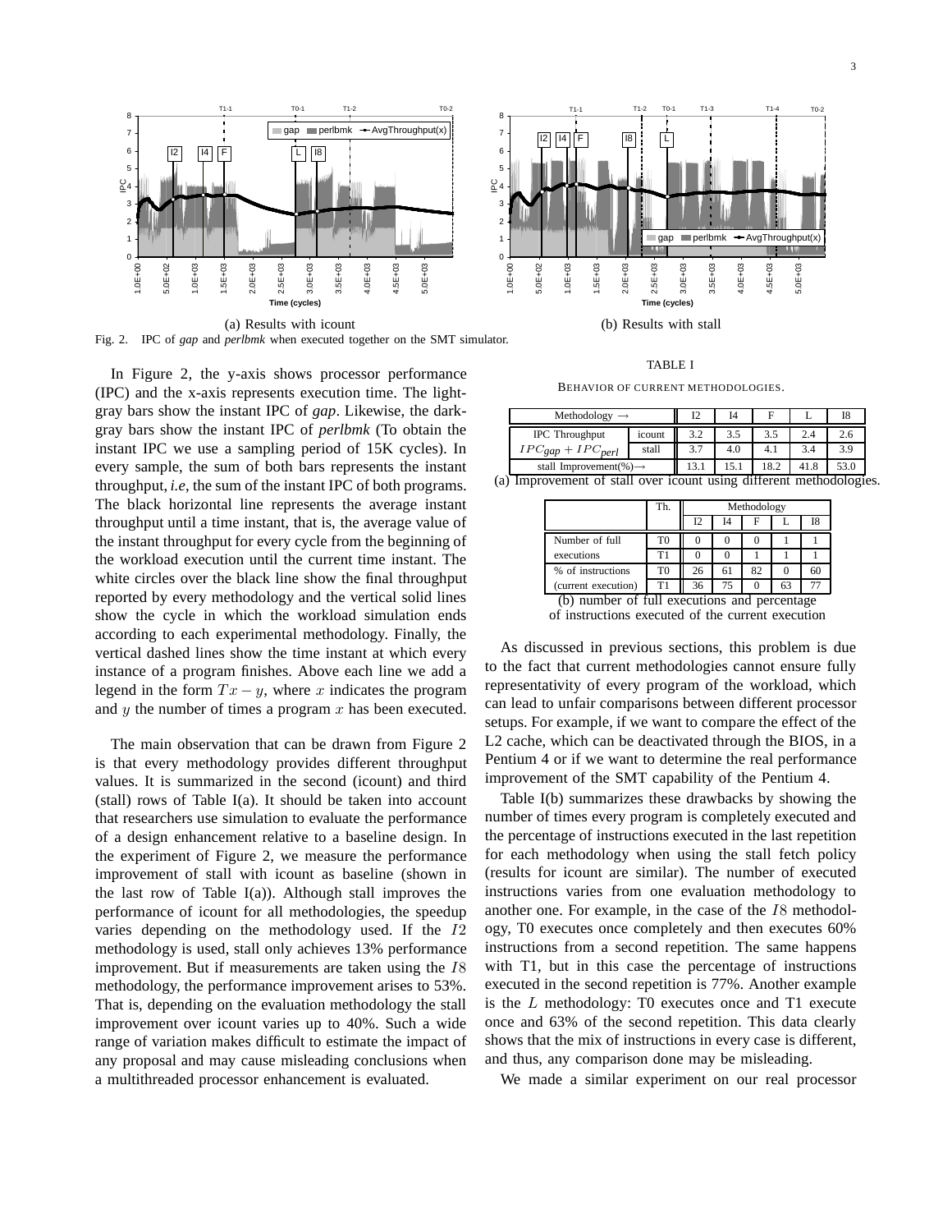(a) Results with icount

(b) Results with stall

Fig. 2. IPC of *gap* and *perlbmk* when executed together on the SMT simulator.

In Figure 2, the y-axis shows processor performance (IPC) and the x-axis represents execution time. The light-gray bars show the instant IPC of *gap*. Likewise, the dark-gray bars show the instant IPC of *perlbmk* (To obtain the instant IPC we use a sampling period of 15K cycles). In every sample, the sum of both bars represents the instant throughput, *i.e*, the sum of the instant IPC of both programs. The black horizontal line represents the average instant throughput until a time instant, that is, the average value of the instant throughput for every cycle from the beginning of the workload execution until the current time instant. The white circles over the black line show the final throughput reported by every methodology and the vertical solid lines show the cycle in which the workload simulation ends according to each experimental methodology. Finally, the vertical dashed lines show the time instant at which every instance of a program finishes. Above each line we add a legend in the form $Tx - y$, where $x$ indicates the program and $y$ the number of times a program $x$ has been executed.

The main observation that can be drawn from Figure 2 is that every methodology provides different throughput values. It is summarized in the second (icount) and third (stall) rows of Table I(a). It should be taken into account that researchers use simulation to evaluate the performance of a design enhancement relative to a baseline design. In the experiment of Figure 2, we measure the performance improvement of stall with icount as baseline (shown in the last row of Table I(a)). Although stall improves the performance of icount for all methodologies, the speedup varies depending on the methodology used. If the $I2$ methodology is used, stall only achieves 13% performance improvement. But if measurements are taken using the $I8$ methodology, the performance improvement arises to 53%. That is, depending on the evaluation methodology the stall improvement over icount varies up to 40%. Such a wide range of variation makes difficult to estimate the impact of any proposal and may cause misleading conclusions when a multithreaded processor enhancement is evaluated.

TABLE I

BEHAVIOR OF CURRENT METHODOLOGIES.

| Methodology → | | I2 | I4 | F | L | I8 |
|---|---|---|---|---|---|---|
| IPC Throughput | icount | 3.2 | 3.5 | 3.5 | 2.4 | 2.6 |
| $IPC_{gap} + IPC_{perl}$ | stall | 3.7 | 4.0 | 4.1 | 3.4 | 3.9 |
| stall Improvement(%)→ | | 13.1 | 15.1 | 18.2 | 41.8 | 53.0 |

(a) Improvement of stall over icount using different methodologies.

| | Th. | Methodology | | | | |
|---|---|---|---|---|---|---|
| | | I2 | I4 | F | L | I8 |
| Number of full executions | T0 | 0 | 0 | 0 | 1 | 1 |
| | T1 | 0 | 0 | 1 | 1 | 1 |
| % of instructions (current execution) | T0 | 26 | 61 | 82 | 0 | 60 |
| | T1 | 36 | 75 | 0 | 63 | 77 |

(b) number of full executions and percentage of instructions executed of the current execution

As discussed in previous sections, this problem is due to the fact that current methodologies cannot ensure fully representativity of every program of the workload, which can lead to unfair comparisons between different processor setups. For example, if we want to compare the effect of the L2 cache, which can be deactivated through the BIOS, in a Pentium 4 or if we want to determine the real performance improvement of the SMT capability of the Pentium 4.

Table I(b) summarizes these drawbacks by showing the number of times every program is completely executed and the percentage of instructions executed in the last repetition for each methodology when using the stall fetch policy (results for icount are similar). The number of executed instructions varies from one evaluation methodology to another one. For example, in the case of the $I8$ methodology, T0 executes once completely and then executes 60% instructions from a second repetition. The same happens with T1, but in this case the percentage of instructions executed in the second repetition is 77%. Another example is the $L$ methodology: T0 executes once and T1 execute once and 63% of the second repetition. This data clearly shows that the mix of instructions in every case is different, and thus, any comparison done may be misleading.

We made a similar experiment on our real processor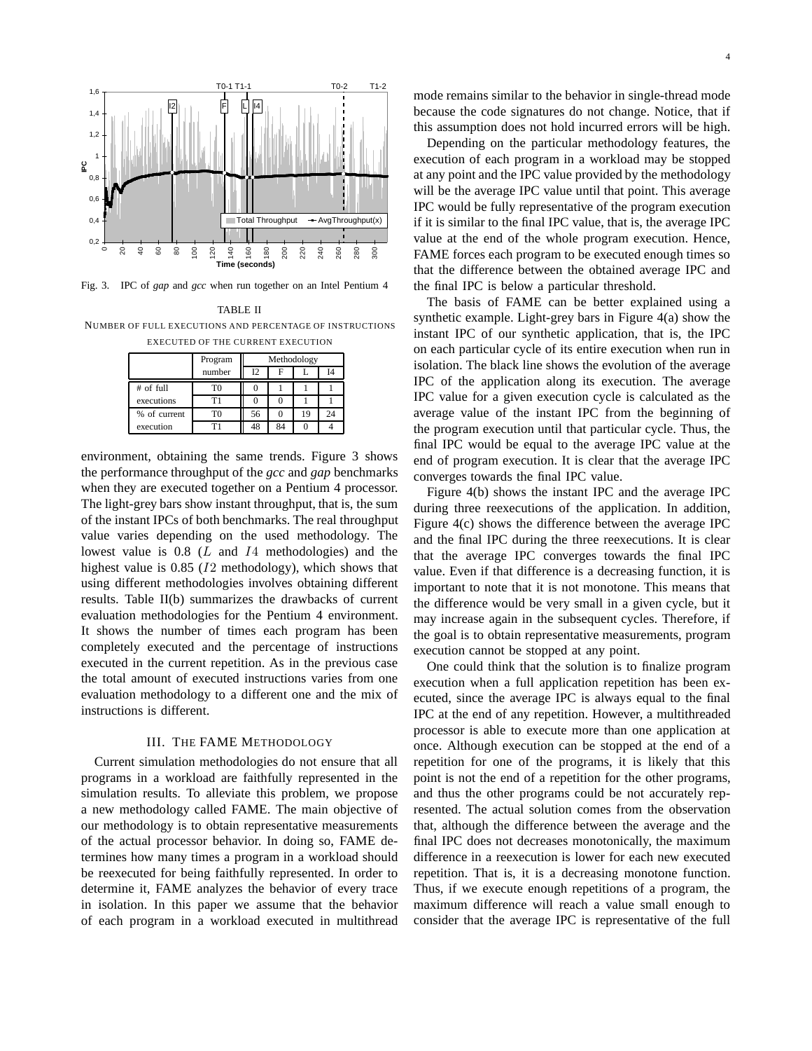T0-1 T1-1 T0-2 T1-2

I2 F L I4

1,6
1,4
1,2
1
0,8
0,6
0,4
0,2

IPC

0 20 40 60 80 100 120 140 160 180 200 220 240 260 280 300

Time (seconds)

Total Throughput — AvgThroughput(x)

Fig. 3. IPC of *gap* and *gcc* when run together on an Intel Pentium 4

TABLE II
NUMBER OF FULL EXECUTIONS AND PERCENTAGE OF INSTRUCTIONS EXECUTED OF THE CURRENT EXECUTION

| | Program number | Methodology | | | |
|---|---|---|---|---|---|
| | | I2 | F | L | I4 |
| # of full executions | T0 | 0 | 1 | 1 | 1 |
| | T1 | 0 | 0 | 1 | 1 |
| % of current execution | T0 | 56 | 0 | 19 | 24 |
| | T1 | 48 | 84 | 0 | 4 |

environment, obtaining the same trends. Figure 3 shows the performance throughput of the *gcc* and *gap* benchmarks when they are executed together on a Pentium 4 processor. The light-grey bars show instant throughput, that is, the sum of the instant IPCs of both benchmarks. The real throughput value varies depending on the used methodology. The lowest value is 0.8 ($L$ and $I4$ methodologies) and the highest value is 0.85 ($I2$ methodology), which shows that using different methodologies involves obtaining different results. Table II(b) summarizes the drawbacks of current evaluation methodologies for the Pentium 4 environment. It shows the number of times each program has been completely executed and the percentage of instructions executed in the current repetition. As in the previous case the total amount of executed instructions varies from one evaluation methodology to a different one and the mix of instructions is different.

## III. The FAME Methodology

Current simulation methodologies do not ensure that all programs in a workload are faithfully represented in the simulation results. To alleviate this problem, we propose a new methodology called FAME. The main objective of our methodology is to obtain representative measurements of the actual processor behavior. In doing so, FAME determines how many times a program in a workload should be reexecuted for being faithfully represented. In order to determine it, FAME analyzes the behavior of every trace in isolation. In this paper we assume that the behavior of each program in a workload executed in multithread mode remains similar to the behavior in single-thread mode because the code signatures do not change. Notice, that if this assumption does not hold incurred errors will be high.

Depending on the particular methodology features, the execution of each program in a workload may be stopped at any point and the IPC value provided by the methodology will be the average IPC value until that point. This average IPC would be fully representative of the program execution if it is similar to the final IPC value, that is, the average IPC value at the end of the whole program execution. Hence, FAME forces each program to be executed enough times so that the difference between the obtained average IPC and the final IPC is below a particular threshold.

The basis of FAME can be better explained using a synthetic example. Light-grey bars in Figure 4(a) show the instant IPC of our synthetic application, that is, the IPC on each particular cycle of its entire execution when run in isolation. The black line shows the evolution of the average IPC of the application along its execution. The average IPC value for a given execution cycle is calculated as the average value of the instant IPC from the beginning of the program execution until that particular cycle. Thus, the final IPC would be equal to the average IPC value at the end of program execution. It is clear that the average IPC converges towards the final IPC value.

Figure 4(b) shows the instant IPC and the average IPC during three reexecutions of the application. In addition, Figure 4(c) shows the difference between the average IPC and the final IPC during the three reexecutions. It is clear that the average IPC converges towards the final IPC value. Even if that difference is a decreasing function, it is important to note that it is not monotone. This means that the difference would be very small in a given cycle, but it may increase again in the subsequent cycles. Therefore, if the goal is to obtain representative measurements, program execution cannot be stopped at any point.

One could think that the solution is to finalize program execution when a full application repetition has been executed, since the average IPC is always equal to the final IPC at the end of any repetition. However, a multithreaded processor is able to execute more than one application at once. Although execution can be stopped at the end of a repetition for one of the programs, it is likely that this point is not the end of a repetition for the other programs, and thus the other programs could be not accurately represented. The actual solution comes from the observation that, although the difference between the average and the final IPC does not decreases monotonically, the maximum difference in a reexecution is lower for each new executed repetition. That is, it is a decreasing monotone function. Thus, if we execute enough repetitions of a program, the maximum difference will reach a value small enough to consider that the average IPC is representative of the full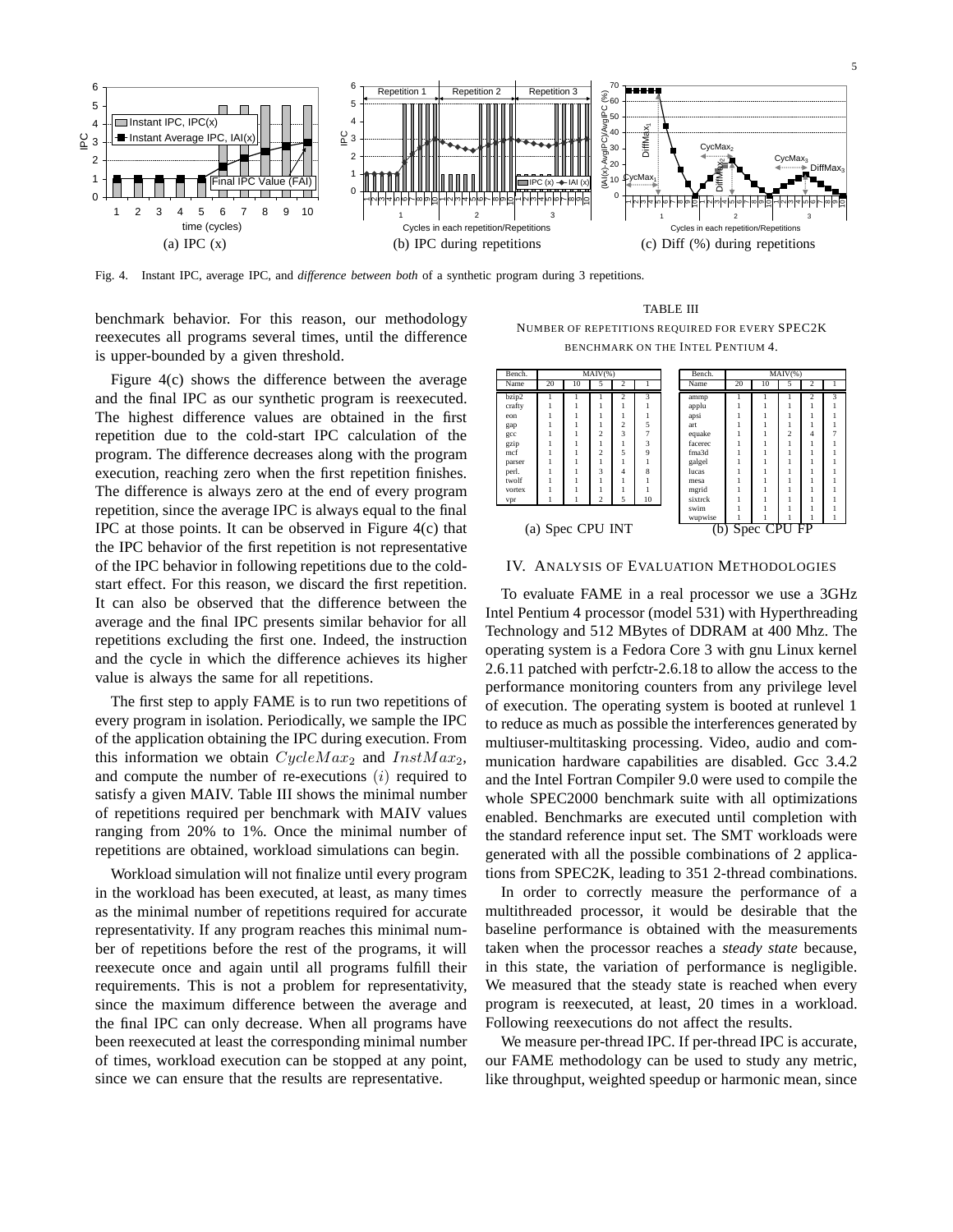Fig. 4. Instant IPC, average IPC, and *difference between both* of a synthetic program during 3 repetitions.

benchmark behavior. For this reason, our methodology reexecutes all programs several times, until the difference is upper-bounded by a given threshold.

Figure 4(c) shows the difference between the average and the final IPC as our synthetic program is reexecuted. The highest difference values are obtained in the first repetition due to the cold-start IPC calculation of the program. The difference decreases along with the program execution, reaching zero when the first repetition finishes. The difference is always zero at the end of every program repetition, since the average IPC is always equal to the final IPC at those points. It can be observed in Figure 4(c) that the IPC behavior of the first repetition is not representative of the IPC behavior in following repetitions due to the cold-start effect. For this reason, we discard the first repetition. It can also be observed that the difference between the average and the final IPC presents similar behavior for all repetitions excluding the first one. Indeed, the instruction and the cycle in which the difference achieves its higher value is always the same for all repetitions.

The first step to apply FAME is to run two repetitions of every program in isolation. Periodically, we sample the IPC of the application obtaining the IPC during execution. From this information we obtain $CycleMax_2$ and $InstMax_2$, and compute the number of re-executions $(i)$ required to satisfy a given MAIV. Table III shows the minimal number of repetitions required per benchmark with MAIV values ranging from 20% to 1%. Once the minimal number of repetitions are obtained, workload simulations can begin.

Workload simulation will not finalize until every program in the workload has been executed, at least, as many times as the minimal number of repetitions required for accurate representativity. If any program reaches this minimal number of repetitions before the rest of the programs, it will reexecute once and again until all programs fulfill their requirements. This is not a problem for representativity, since the maximum difference between the average and the final IPC can only decrease. When all programs have been reexecuted at least the corresponding minimal number of times, workload execution can be stopped at any point, since we can ensure that the results are representative.

TABLE III
NUMBER OF REPETITIONS REQUIRED FOR EVERY SPEC2K BENCHMARK ON THE INTEL PENTIUM 4.

| Bench. | MAIV(%) | | | | |
|---|---|---|---|---|---|
| Name | 20 | 10 | 5 | 2 | 1 |
| bzip2 | 1 | 1 | 1 | 2 | 3 |
| crafty | 1 | 1 | 1 | 1 | 1 |
| eon | 1 | 1 | 1 | 1 | 1 |
| gap | 1 | 1 | 1 | 2 | 5 |
| gcc | 1 | 1 | 2 | 3 | 7 |
| gzip | 1 | 1 | 1 | 1 | 3 |
| mcf | 1 | 1 | 2 | 5 | 9 |
| parser | 1 | 1 | 1 | 1 | 1 |
| perl. | 1 | 1 | 3 | 4 | 8 |
| twolf | 1 | 1 | 1 | 1 | 1 |
| vortex | 1 | 1 | 1 | 1 | 1 |
| vpr | 1 | 1 | 2 | 5 | 10 |

(a) Spec CPU INT

| Bench. | MAIV(%) | | | | |
|---|---|---|---|---|---|
| Name | 20 | 10 | 5 | 2 | 1 |
| ammp | 1 | 1 | 1 | 2 | 3 |
| applu | 1 | 1 | 1 | 1 | 1 |
| apsi | 1 | 1 | 1 | 1 | 1 |
| art | 1 | 1 | 1 | 1 | 1 |
| equake | 1 | 1 | 2 | 4 | 7 |
| facerec | 1 | 1 | 1 | 1 | 1 |
| fma3d | 1 | 1 | 1 | 1 | 1 |
| galgel | 1 | 1 | 1 | 1 | 1 |
| lucas | 1 | 1 | 1 | 1 | 1 |
| mesa | 1 | 1 | 1 | 1 | 1 |
| mgrid | 1 | 1 | 1 | 1 | 1 |
| sixtrck | 1 | 1 | 1 | 1 | 1 |
| swim | 1 | 1 | 1 | 1 | 1 |
| wupwise | 1 | 1 | 1 | 1 | 1 |

(b) Spec CPU FP

## IV. Analysis of Evaluation Methodologies

To evaluate FAME in a real processor we use a 3GHz Intel Pentium 4 processor (model 531) with Hyperthreading Technology and 512 MBytes of DDRAM at 400 Mhz. The operating system is a Fedora Core 3 with gnu Linux kernel 2.6.11 patched with perfctr-2.6.18 to allow the access to the performance monitoring counters from any privilege level of execution. The operating system is booted at runlevel 1 to reduce as much as possible the interferences generated by multiuser-multitasking processing. Video, audio and communication hardware capabilities are disabled. Gcc 3.4.2 and the Intel Fortran Compiler 9.0 were used to compile the whole SPEC2000 benchmark suite with all optimizations enabled. Benchmarks are executed until completion with the standard reference input set. The SMT workloads were generated with all the possible combinations of 2 applications from SPEC2K, leading to 351 2-thread combinations.

In order to correctly measure the performance of a multithreaded processor, it would be desirable that the baseline performance is obtained with the measurements taken when the processor reaches a *steady state* because, in this state, the variation of performance is negligible. We measured that the steady state is reached when every program is reexecuted, at least, 20 times in a workload. Following reexecutions do not affect the results.

We measure per-thread IPC. If per-thread IPC is accurate, our FAME methodology can be used to study any metric, like throughput, weighted speedup or harmonic mean, since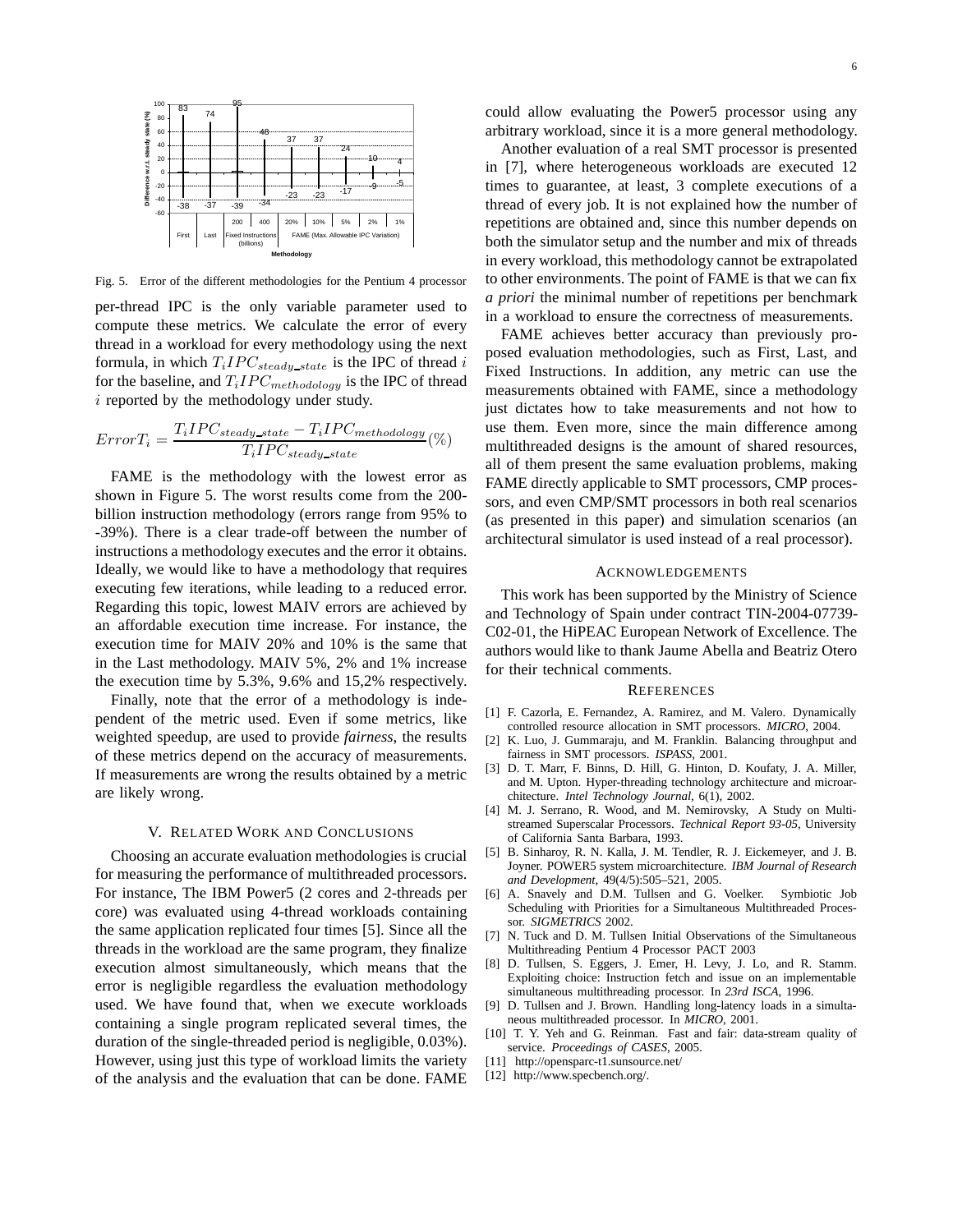100
80
60
40
20
0
-20
-40
-60

Difference w.r.t. steady state (%)

83 74 95 48 37 37 24 10 4
-38 -37 -39 -34 -23 -23 -17 -9 -5

First | Last | Fixed Instructions (billions) 200 400 | FAME (Max. Allowable IPC Variation) 20% 10% 5% 2% 1%

Methodology

Fig. 5. Error of the different methodologies for the Pentium 4 processor

per-thread IPC is the only variable parameter used to compute these metrics. We calculate the error of every thread in a workload for every methodology using the next formula, in which $T_iIPC_{steady\_state}$ is the IPC of thread $i$ for the baseline, and $T_iIPC_{methodology}$ is the IPC of thread $i$ reported by the methodology under study.

$$ErrorT_i = \frac{T_iIPC_{steady\_state} - T_iIPC_{methodology}}{T_iIPC_{steady\_state}}(\%)$$

FAME is the methodology with the lowest error as shown in Figure 5. The worst results come from the 200-billion instruction methodology (errors range from 95% to -39%). There is a clear trade-off between the number of instructions a methodology executes and the error it obtains. Ideally, we would like to have a methodology that requires executing few iterations, while leading to a reduced error. Regarding this topic, lowest MAIV errors are achieved by an affordable execution time increase. For instance, the execution time for MAIV 20% and 10% is the same that in the Last methodology. MAIV 5%, 2% and 1% increase the execution time by 5.3%, 9.6% and 15,2% respectively.

Finally, note that the error of a methodology is independent of the metric used. Even if some metrics, like weighted speedup, are used to provide *fairness*, the results of these metrics depend on the accuracy of measurements. If measurements are wrong the results obtained by a metric are likely wrong.

## V. Related Work and Conclusions

Choosing an accurate evaluation methodologies is crucial for measuring the performance of multithreaded processors. For instance, The IBM Power5 (2 cores and 2-threads per core) was evaluated using 4-thread workloads containing the same application replicated four times [5]. Since all the threads in the workload are the same program, they finalize execution almost simultaneously, which means that the error is negligible regardless the evaluation methodology used. We have found that, when we execute workloads containing a single program replicated several times, the duration of the single-threaded period is negligible, 0.03%). However, using just this type of workload limits the variety of the analysis and the evaluation that can be done. FAME could allow evaluating the Power5 processor using any arbitrary workload, since it is a more general methodology.

Another evaluation of a real SMT processor is presented in [7], where heterogeneous workloads are executed 12 times to guarantee, at least, 3 complete executions of a thread of every job. It is not explained how the number of repetitions are obtained and, since this number depends on both the simulator setup and the number and mix of threads in every workload, this methodology cannot be extrapolated to other environments. The point of FAME is that we can fix *a priori* the minimal number of repetitions per benchmark in a workload to ensure the correctness of measurements.

FAME achieves better accuracy than previously proposed evaluation methodologies, such as First, Last, and Fixed Instructions. In addition, any metric can use the measurements obtained with FAME, since a methodology just dictates how to take measurements and not how to use them. Even more, since the main difference among multithreaded designs is the amount of shared resources, all of them present the same evaluation problems, making FAME directly applicable to SMT processors, CMP processors, and even CMP/SMT processors in both real scenarios (as presented in this paper) and simulation scenarios (an architectural simulator is used instead of a real processor).

## Acknowledgements

This work has been supported by the Ministry of Science and Technology of Spain under contract TIN-2004-07739-C02-01, the HiPEAC European Network of Excellence. The authors would like to thank Jaume Abella and Beatriz Otero for their technical comments.

## References

[1] F. Cazorla, E. Fernandez, A. Ramirez, and M. Valero. Dynamically controlled resource allocation in SMT processors. *MICRO*, 2004.

[2] K. Luo, J. Gummaraju, and M. Franklin. Balancing throughput and fairness in SMT processors. *ISPASS*, 2001.

[3] D. T. Marr, F. Binns, D. Hill, G. Hinton, D. Koufaty, J. A. Miller, and M. Upton. Hyper-threading technology architecture and microarchitecture. *Intel Technology Journal*, 6(1), 2002.

[4] M. J. Serrano, R. Wood, and M. Nemirovsky, A Study on Multistreamed Superscalar Processors. *Technical Report 93-05*, University of California Santa Barbara, 1993.

[5] B. Sinharoy, R. N. Kalla, J. M. Tendler, R. J. Eickemeyer, and J. B. Joyner. POWER5 system microarchitecture. *IBM Journal of Research and Development*, 49(4/5):505–521, 2005.

[6] A. Snavely and D.M. Tullsen and G. Voelker. Symbiotic Job Scheduling with Priorities for a Simultaneous Multithreaded Processor. *SIGMETRICS* 2002.

[7] N. Tuck and D. M. Tullsen Initial Observations of the Simultaneous Multithreading Pentium 4 Processor PACT 2003

[8] D. Tullsen, S. Eggers, J. Emer, H. Levy, J. Lo, and R. Stamm. Exploiting choice: Instruction fetch and issue on an implementable simultaneous multithreading processor. In *23rd ISCA*, 1996.

[9] D. Tullsen and J. Brown. Handling long-latency loads in a simultaneous multithreaded processor. In *MICRO*, 2001.

[10] T. Y. Yeh and G. Reinman. Fast and fair: data-stream quality of service. *Proceedings of CASES*, 2005.

[11] http://opensparc-t1.sunsource.net/

[12] http://www.specbench.org/.